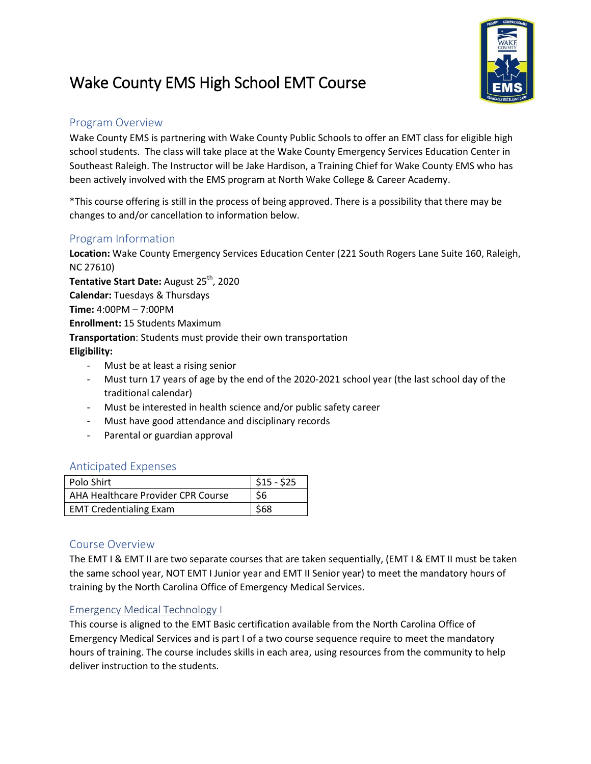# Wake County EMS High School EMT Course

## Program Overview

Wake County EMS is partnering with Wake County Public Schools to offer an EMT class for eligible high school students. The class will take place at the Wake County Emergency Services Education Center in Southeast Raleigh. The Instructor will be Jake Hardison, a Training Chief for Wake County EMS who has been actively involved with the EMS program at North Wake College & Career Academy.

*This course offering is still in the process of being approved. There is a possibility that there may be changes to and/or cancellation to information below.

## Program Information

**Location:** Wake County Emergency Services Education Center (221 South Rogers Lane Suite 160, Raleigh, NC 27610)
**Tentative Start Date:** August 25th, 2020
**Calendar:** Tuesdays & Thursdays
**Time:** 4:00PM – 7:00PM
**Enrollment:** 15 Students Maximum
**Transportation**: Students must provide their own transportation
**Eligibility:**

- Must be at least a rising senior
- Must turn 17 years of age by the end of the 2020-2021 school year (the last school day of the traditional calendar)
- Must be interested in health science and/or public safety career
- Must have good attendance and disciplinary records
- Parental or guardian approval

## Anticipated Expenses

| Item | Cost |
|---|---|
| Polo Shirt | $15 - $25 |
| AHA Healthcare Provider CPR Course | $6 |
| EMT Credentialing Exam | $68 |

## Course Overview

The EMT I & EMT II are two separate courses that are taken sequentially, (EMT I & EMT II must be taken the same school year, NOT EMT I Junior year and EMT II Senior year) to meet the mandatory hours of training by the North Carolina Office of Emergency Medical Services.

### Emergency Medical Technology I

This course is aligned to the EMT Basic certification available from the North Carolina Office of Emergency Medical Services and is part I of a two course sequence require to meet the mandatory hours of training. The course includes skills in each area, using resources from the community to help deliver instruction to the students.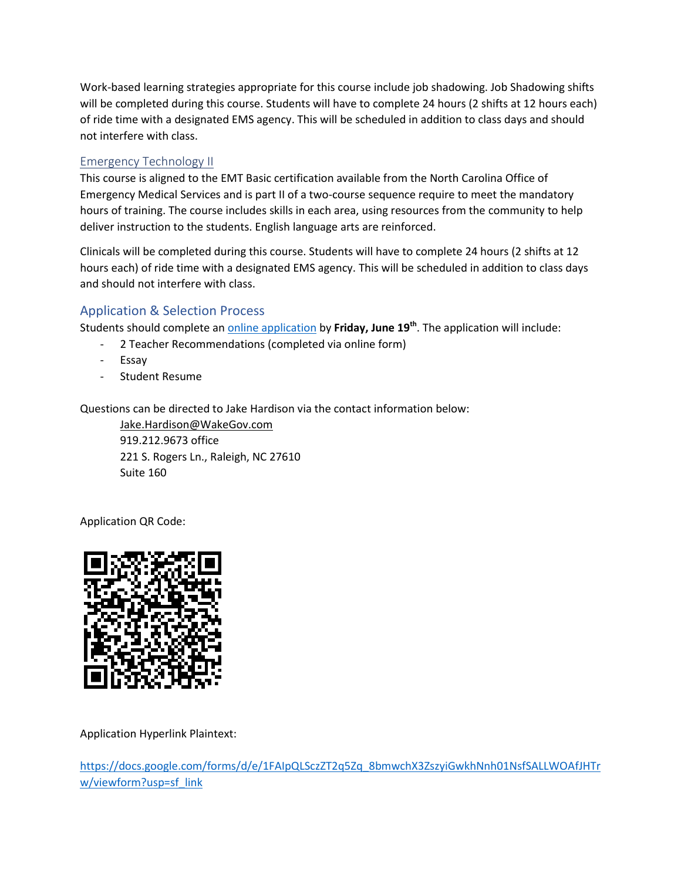Work-based learning strategies appropriate for this course include job shadowing. Job Shadowing shifts will be completed during this course. Students will have to complete 24 hours (2 shifts at 12 hours each) of ride time with a designated EMS agency. This will be scheduled in addition to class days and should not interfere with class.

### Emergency Technology II

This course is aligned to the EMT Basic certification available from the North Carolina Office of Emergency Medical Services and is part II of a two-course sequence require to meet the mandatory hours of training. The course includes skills in each area, using resources from the community to help deliver instruction to the students. English language arts are reinforced.

Clinicals will be completed during this course. Students will have to complete 24 hours (2 shifts at 12 hours each) of ride time with a designated EMS agency. This will be scheduled in addition to class days and should not interfere with class.

## Application & Selection Process

Students should complete an online application by **Friday, June 19th**. The application will include:

- 2 Teacher Recommendations (completed via online form)
- Essay
- Student Resume

Questions can be directed to Jake Hardison via the contact information below:

Jake.Hardison@WakeGov.com
919.212.9673 office
221 S. Rogers Ln., Raleigh, NC 27610
Suite 160

Application QR Code:

Application Hyperlink Plaintext:

https://docs.google.com/forms/d/e/1FAIpQLSczZT2q5Zq_8bmwchX3ZszyiGwkhNnh01NsfSALLWOAfJHTrw/viewform?usp=sf_link